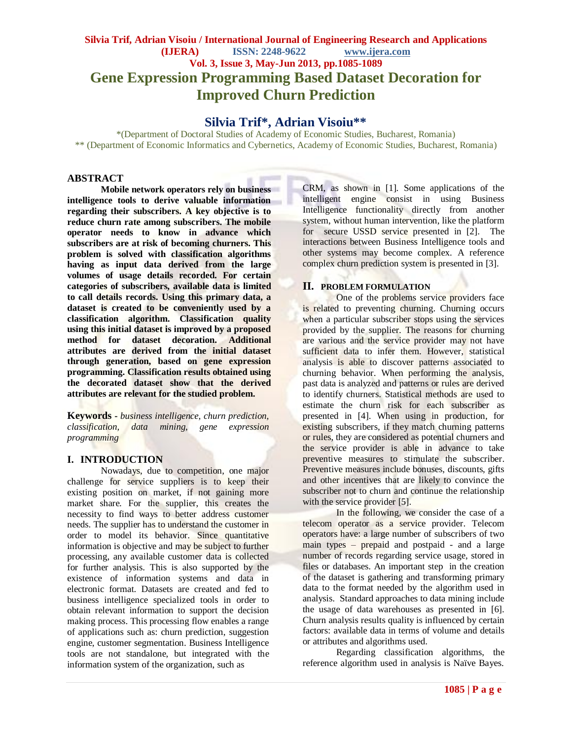# Gene Expression Programming Based Dataset Decoration for Improved Churn Prediction

## Silvia Trif*, Adrian Visoiu**

*(Department of Doctoral Studies of Academy of Economic Studies, Bucharest, Romania)
** (Department of Economic Informatics and Cybernetics, Academy of Economic Studies, Bucharest, Romania)

## ABSTRACT

**Mobile network operators rely on business intelligence tools to derive valuable information regarding their subscribers. A key objective is to reduce churn rate among subscribers. The mobile operator needs to know in advance which subscribers are at risk of becoming churners. This problem is solved with classification algorithms having as input data derived from the large volumes of usage details recorded. For certain categories of subscribers, available data is limited to call details records. Using this primary data, a dataset is created to be conveniently used by a classification algorithm. Classification quality using this initial dataset is improved by a proposed method for dataset decoration. Additional attributes are derived from the initial dataset through generation, based on gene expression programming. Classification results obtained using the decorated dataset show that the derived attributes are relevant for the studied problem.**

**Keywords** - *business intelligence, churn prediction, classification, data mining, gene expression programming*

## I. INTRODUCTION

Nowadays, due to competition, one major challenge for service suppliers is to keep their existing position on market, if not gaining more market share. For the supplier, this creates the necessity to find ways to better address customer needs. The supplier has to understand the customer in order to model its behavior. Since quantitative information is objective and may be subject to further processing, any available customer data is collected for further analysis. This is also supported by the existence of information systems and data in electronic format. Datasets are created and fed to business intelligence specialized tools in order to obtain relevant information to support the decision making process. This processing flow enables a range of applications such as: churn prediction, suggestion engine, customer segmentation. Business Intelligence tools are not standalone, but integrated with the information system of the organization, such as CRM, as shown in [1]. Some applications of the intelligent engine consist in using Business Intelligence functionality directly from another system, without human intervention, like the platform for secure USSD service presented in [2]. The interactions between Business Intelligence tools and other systems may become complex. A reference complex churn prediction system is presented in [3].

## II. PROBLEM FORMULATION

One of the problems service providers face is related to preventing churning. Churning occurs when a particular subscriber stops using the services provided by the supplier. The reasons for churning are various and the service provider may not have sufficient data to infer them. However, statistical analysis is able to discover patterns associated to churning behavior. When performing the analysis, past data is analyzed and patterns or rules are derived to identify churners. Statistical methods are used to estimate the churn risk for each subscriber as presented in [4]. When using in production, for existing subscribers, if they match churning patterns or rules, they are considered as potential churners and the service provider is able in advance to take preventive measures to stimulate the subscriber. Preventive measures include bonuses, discounts, gifts and other incentives that are likely to convince the subscriber not to churn and continue the relationship with the service provider [5].

In the following, we consider the case of a telecom operator as a service provider. Telecom operators have: a large number of subscribers of two main types – prepaid and postpaid - and a large number of records regarding service usage, stored in files or databases. An important step in the creation of the dataset is gathering and transforming primary data to the format needed by the algorithm used in analysis. Standard approaches to data mining include the usage of data warehouses as presented in [6]. Churn analysis results quality is influenced by certain factors: available data in terms of volume and details or attributes and algorithms used.

Regarding classification algorithms, the reference algorithm used in analysis is Naïve Bayes.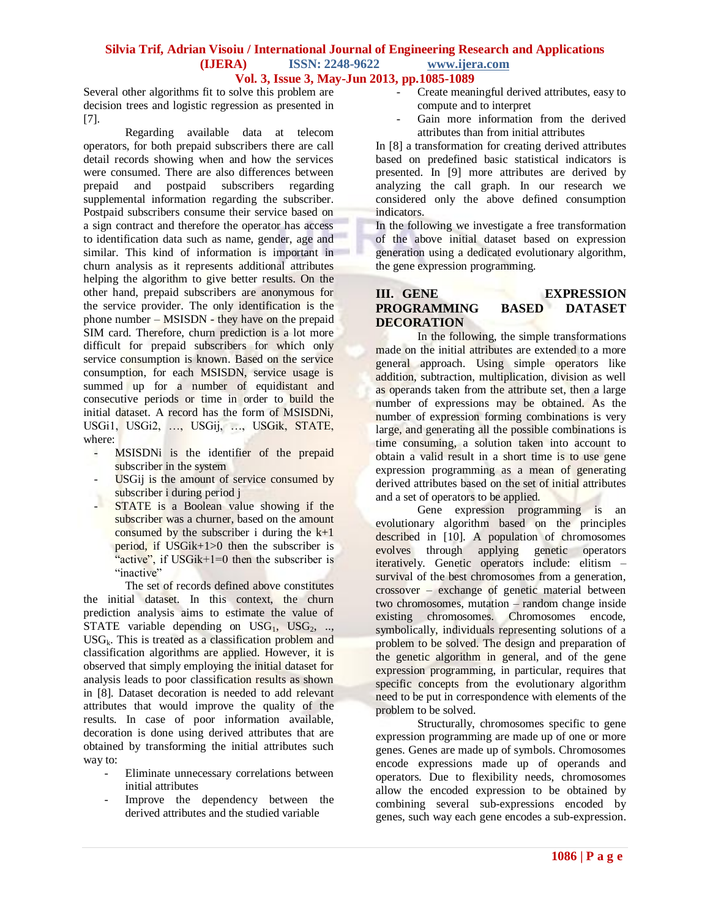Several other algorithms fit to solve this problem are decision trees and logistic regression as presented in [7].

Regarding available data at telecom operators, for both prepaid subscribers there are call detail records showing when and how the services were consumed. There are also differences between prepaid and postpaid subscribers regarding supplemental information regarding the subscriber. Postpaid subscribers consume their service based on a sign contract and therefore the operator has access to identification data such as name, gender, age and similar. This kind of information is important in churn analysis as it represents additional attributes helping the algorithm to give better results. On the other hand, prepaid subscribers are anonymous for the service provider. The only identification is the phone number – MSISDN - they have on the prepaid SIM card. Therefore, churn prediction is a lot more difficult for prepaid subscribers for which only service consumption is known. Based on the service consumption, for each MSISDN, service usage is summed up for a number of equidistant and consecutive periods or time in order to build the initial dataset. A record has the form of MSISDNi, USGi1, USGi2, …, USGij, …, USGik, STATE, where:

- MSISDNi is the identifier of the prepaid subscriber in the system
- USGij is the amount of service consumed by subscriber i during period j
- STATE is a Boolean value showing if the subscriber was a churner, based on the amount consumed by the subscriber i during the k+1 period, if USGik+1>0 then the subscriber is "active", if USGik+1=0 then the subscriber is "inactive"

The set of records defined above constitutes the initial dataset. In this context, the churn prediction analysis aims to estimate the value of STATE variable depending on $USG_1$, $USG_2$, .., $USG_k$. This is treated as a classification problem and classification algorithms are applied. However, it is observed that simply employing the initial dataset for analysis leads to poor classification results as shown in [8]. Dataset decoration is needed to add relevant attributes that would improve the quality of the results. In case of poor information available, decoration is done using derived attributes that are obtained by transforming the initial attributes such way to:

- Eliminate unnecessary correlations between initial attributes
- Improve the dependency between the derived attributes and the studied variable
- Create meaningful derived attributes, easy to compute and to interpret
- Gain more information from the derived attributes than from initial attributes

In [8] a transformation for creating derived attributes based on predefined basic statistical indicators is presented. In [9] more attributes are derived by analyzing the call graph. In our research we considered only the above defined consumption indicators.

In the following we investigate a free transformation of the above initial dataset based on expression generation using a dedicated evolutionary algorithm, the gene expression programming.

## III. GENE EXPRESSION PROGRAMMING BASED DATASET DECORATION

In the following, the simple transformations made on the initial attributes are extended to a more general approach. Using simple operators like addition, subtraction, multiplication, division as well as operands taken from the attribute set, then a large number of expressions may be obtained. As the number of expression forming combinations is very large, and generating all the possible combinations is time consuming, a solution taken into account to obtain a valid result in a short time is to use gene expression programming as a mean of generating derived attributes based on the set of initial attributes and a set of operators to be applied.

Gene expression programming is an evolutionary algorithm based on the principles described in [10]. A population of chromosomes evolves through applying genetic operators iteratively. Genetic operators include: elitism – survival of the best chromosomes from a generation, crossover – exchange of genetic material between two chromosomes, mutation – random change inside existing chromosomes. Chromosomes encode, symbolically, individuals representing solutions of a problem to be solved. The design and preparation of the genetic algorithm in general, and of the gene expression programming, in particular, requires that specific concepts from the evolutionary algorithm need to be put in correspondence with elements of the problem to be solved.

Structurally, chromosomes specific to gene expression programming are made up of one or more genes. Genes are made up of symbols. Chromosomes encode expressions made up of operands and operators. Due to flexibility needs, chromosomes allow the encoded expression to be obtained by combining several sub-expressions encoded by genes, such way each gene encodes a sub-expression.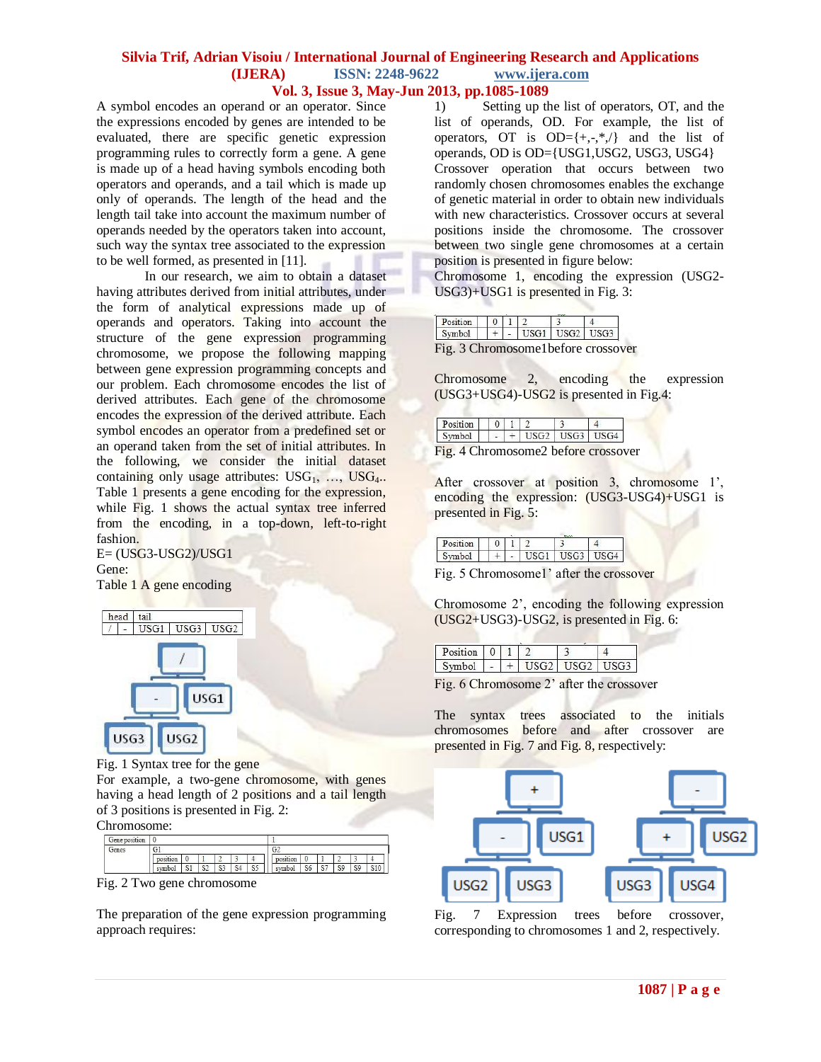A symbol encodes an operand or an operator. Since the expressions encoded by genes are intended to be evaluated, there are specific genetic expression programming rules to correctly form a gene. A gene is made up of a head having symbols encoding both operators and operands, and a tail which is made up only of operands. The length of the head and the length tail take into account the maximum number of operands needed by the operators taken into account, such way the syntax tree associated to the expression to be well formed, as presented in [11].

In our research, we aim to obtain a dataset having attributes derived from initial attributes, under the form of analytical expressions made up of operands and operators. Taking into account the structure of the gene expression programming chromosome, we propose the following mapping between gene expression programming concepts and our problem. Each chromosome encodes the list of derived attributes. Each gene of the chromosome encodes the expression of the derived attribute. Each symbol encodes an operator from a predefined set or an operand taken from the set of initial attributes. In the following, we consider the initial dataset containing only usage attributes: $USG_1$, …, $USG_4$.. Table 1 presents a gene encoding for the expression, while Fig. 1 shows the actual syntax tree inferred from the encoding, in a top-down, left-to-right fashion.

E= (USG3-USG2)/USG1

Gene:

Table 1 A gene encoding

| head | | tail | | |
|---|---|---|---|---|
| / | - | USG1 | USG3 | USG2 |

Fig. 1 Syntax tree for the gene

For example, a two-gene chromosome, with genes having a head length of 2 positions and a tail length of 3 positions is presented in Fig. 2:

Chromosome:

| Gene position | 0 | | | | | | 1 | | | | | |
|---|---|---|---|---|---|---|---|---|---|---|---|---|
| Genes | G1 | | | | | | G2 | | | | | |
| | position | 0 | 1 | 2 | 3 | 4 | position | 0 | 1 | 2 | 3 | 4 |
| | symbol | S1 | S2 | S3 | S4 | S5 | symbol | S6 | S7 | S9 | S9 | S10 |

Fig. 2 Two gene chromosome

The preparation of the gene expression programming approach requires:

1) Setting up the list of operators, OT, and the list of operands, OD. For example, the list of operators, OT is OD={+,-,*,/} and the list of operands, OD is OD={USG1,USG2, USG3, USG4}

Crossover operation that occurs between two randomly chosen chromosomes enables the exchange of genetic material in order to obtain new individuals with new characteristics. Crossover occurs at several positions inside the chromosome. The crossover between two single gene chromosomes at a certain position is presented in figure below:

Chromosome 1, encoding the expression (USG2-USG3)+USG1 is presented in Fig. 3:

| Position | 0 | 1 | 2 | 3 | 4 |
|---|---|---|---|---|---|
| Symbol | + | - | USG1 | USG2 | USG3 |

Fig. 3 Chromosome1before crossover

Chromosome 2, encoding the expression (USG3+USG4)-USG2 is presented in Fig.4:

| Position | 0 | 1 | 2 | 3 | 4 |
|---|---|---|---|---|---|
| Symbol | - | + | USG2 | USG3 | USG4 |

Fig. 4 Chromosome2 before crossover

After crossover at position 3, chromosome 1', encoding the expression: (USG3-USG4)+USG1 is presented in Fig. 5:

| Position | 0 | 1 | 2 | 3 | 4 |
|---|---|---|---|---|---|
| Symbol | + | - | USG1 | USG3 | USG4 |

Fig. 5 Chromosome1' after the crossover

Chromosome 2', encoding the following expression (USG2+USG3)-USG2, is presented in Fig. 6:

| Position | 0 | 1 | 2 | 3 | 4 |
|---|---|---|---|---|---|
| Symbol | - | + | USG2 | USG2 | USG3 |

Fig. 6 Chromosome 2' after the crossover

The syntax trees associated to the initials chromosomes before and after crossover are presented in Fig. 7 and Fig. 8, respectively:

Fig. 7 Expression trees before crossover, corresponding to chromosomes 1 and 2, respectively.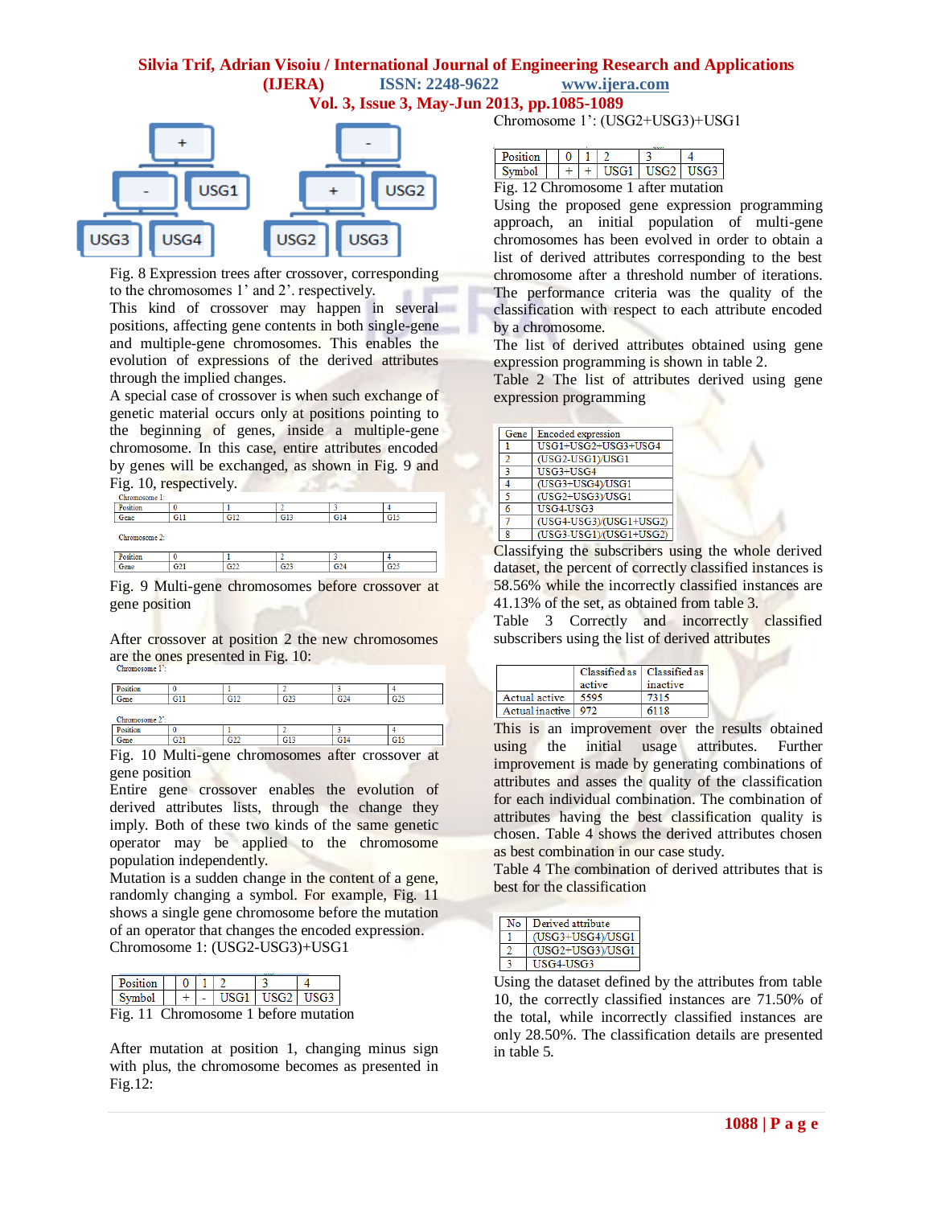Fig. 8 Expression trees after crossover, corresponding to the chromosomes 1' and 2'. respectively.

This kind of crossover may happen in several positions, affecting gene contents in both single-gene and multiple-gene chromosomes. This enables the evolution of expressions of the derived attributes through the implied changes.

A special case of crossover is when such exchange of genetic material occurs only at positions pointing to the beginning of genes, inside a multiple-gene chromosome. In this case, entire attributes encoded by genes will be exchanged, as shown in Fig. 9 and Fig. 10, respectively.

Chromosome 1:

| Position | 0 | 1 | 2 | 3 | 4 |
|---|---|---|---|---|---|
| Gene | G11 | G12 | G13 | G14 | G15 |

Chromosome 2:

| Position | 0 | 1 | 2 | 3 | 4 |
|---|---|---|---|---|---|
| Gene | G21 | G22 | G23 | G24 | G25 |

Fig. 9 Multi-gene chromosomes before crossover at gene position

After crossover at position 2 the new chromosomes are the ones presented in Fig. 10:

Chromosome 1':

| Position | 0 | 1 | 2 | 3 | 4 |
|---|---|---|---|---|---|
| Gene | G11 | G12 | G23 | G24 | G25 |

Chromosome 2':

| Position | 0 | 1 | 2 | 3 | 4 |
|---|---|---|---|---|---|
| Gene | G21 | G22 | G13 | G14 | G15 |

Fig. 10 Multi-gene chromosomes after crossover at gene position

Entire gene crossover enables the evolution of derived attributes lists, through the change they imply. Both of these two kinds of the same genetic operator may be applied to the chromosome population independently.

Mutation is a sudden change in the content of a gene, randomly changing a symbol. For example, Fig. 11 shows a single gene chromosome before the mutation of an operator that changes the encoded expression.

Chromosome 1: (USG2-USG3)+USG1

| Position | 0 | 1 | 2 | 3 | 4 |
|---|---|---|---|---|---|
| Symbol | + | - | USG1 | USG2 | USG3 |

Fig. 11 Chromosome 1 before mutation

After mutation at position 1, changing minus sign with plus, the chromosome becomes as presented in Fig.12:

Chromosome 1': (USG2+USG3)+USG1

| Position | 0 | 1 | 2 | 3 | 4 |
|---|---|---|---|---|---|
| Symbol | + | + | USG1 | USG2 | USG3 |

Fig. 12 Chromosome 1 after mutation

Using the proposed gene expression programming approach, an initial population of multi-gene chromosomes has been evolved in order to obtain a list of derived attributes corresponding to the best chromosome after a threshold number of iterations. The performance criteria was the quality of the classification with respect to each attribute encoded by a chromosome.

The list of derived attributes obtained using gene expression programming is shown in table 2.

Table 2 The list of attributes derived using gene expression programming

| Gene | Encoded expression |
|---|---|
| 1 | USG1+USG2+USG3+USG4 |
| 2 | (USG2-USG1)/USG1 |
| 3 | USG3+USG4 |
| 4 | (USG3+USG4)/USG1 |
| 5 | (USG2+USG3)/USG1 |
| 6 | USG4-USG3 |
| 7 | (USG4-USG3)/(USG1+USG2) |
| 8 | (USG3-USG1)/(USG1+USG2) |

Classifying the subscribers using the whole derived dataset, the percent of correctly classified instances is 58.56% while the incorrectly classified instances are 41.13% of the set, as obtained from table 3.

Table 3 Correctly and incorrectly classified subscribers using the list of derived attributes

| | Classified as active | Classified as inactive |
|---|---|---|
| Actual active | 5595 | 7315 |
| Actual inactive | 972 | 6118 |

This is an improvement over the results obtained using the initial usage attributes. Further improvement is made by generating combinations of attributes and asses the quality of the classification for each individual combination. The combination of attributes having the best classification quality is chosen. Table 4 shows the derived attributes chosen as best combination in our case study.

Table 4 The combination of derived attributes that is best for the classification

| No | Derived attribute |
|---|---|
| 1 | (USG3+USG4)/USG1 |
| 2 | (USG2+USG3)/USG1 |
| 3 | USG4-USG3 |

Using the dataset defined by the attributes from table 10, the correctly classified instances are 71.50% of the total, while incorrectly classified instances are only 28.50%. The classification details are presented in table 5.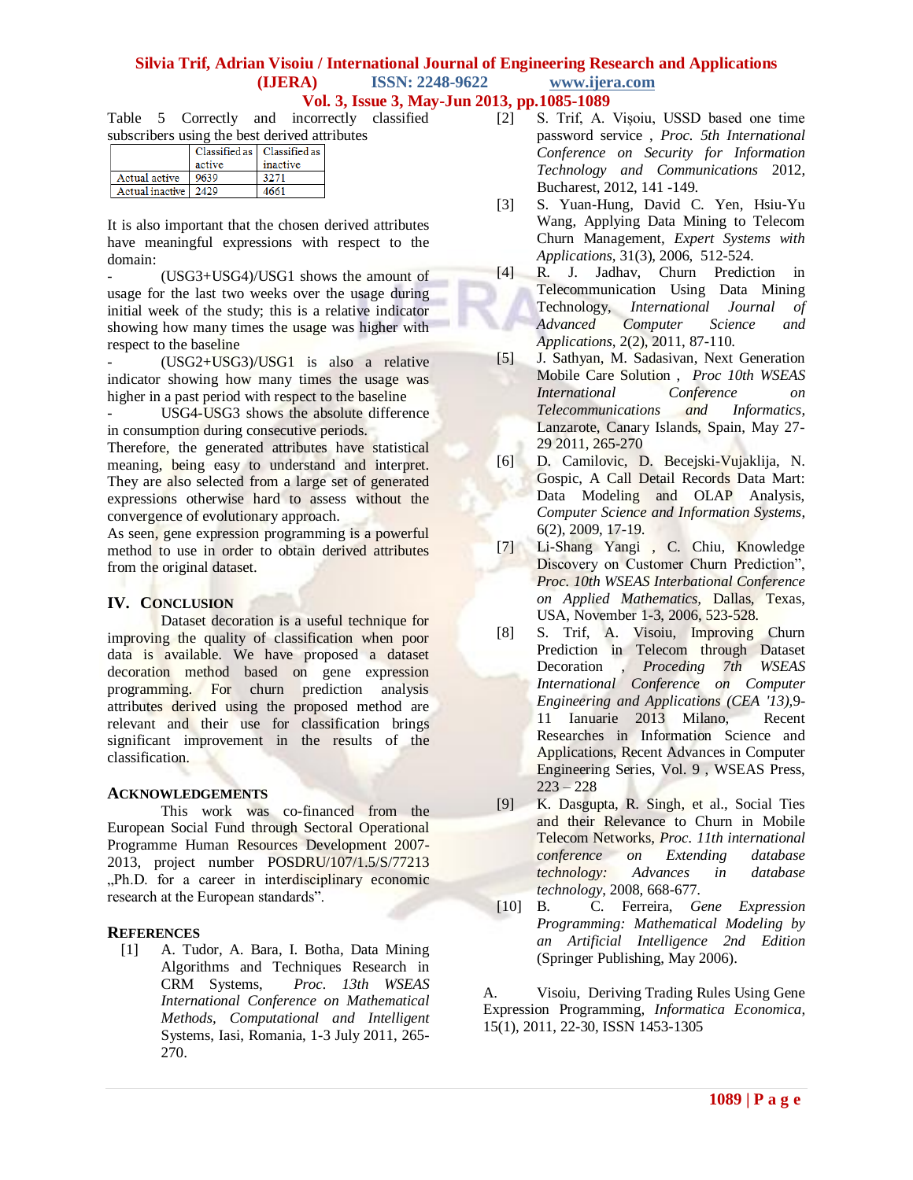Table 5 Correctly and incorrectly classified subscribers using the best derived attributes

| | Classified as active | Classified as inactive |
|---|---|---|
| Actual active | 9639 | 3271 |
| Actual inactive | 2429 | 4661 |

It is also important that the chosen derived attributes have meaningful expressions with respect to the domain:

- (USG3+USG4)/USG1 shows the amount of usage for the last two weeks over the usage during initial week of the study; this is a relative indicator showing how many times the usage was higher with respect to the baseline
- (USG2+USG3)/USG1 is also a relative indicator showing how many times the usage was higher in a past period with respect to the baseline
- USG4-USG3 shows the absolute difference in consumption during consecutive periods.

Therefore, the generated attributes have statistical meaning, being easy to understand and interpret. They are also selected from a large set of generated expressions otherwise hard to assess without the convergence of evolutionary approach.

As seen, gene expression programming is a powerful method to use in order to obtain derived attributes from the original dataset.

## IV. Conclusion

Dataset decoration is a useful technique for improving the quality of classification when poor data is available. We have proposed a dataset decoration method based on gene expression programming. For churn prediction analysis attributes derived using the proposed method are relevant and their use for classification brings significant improvement in the results of the classification.

## Acknowledgements

This work was co-financed from the European Social Fund through Sectoral Operational Programme Human Resources Development 2007-2013, project number POSDRU/107/1.5/S/77213 „Ph.D. for a career in interdisciplinary economic research at the European standards”.

## References

[1] A. Tudor, A. Bara, I. Botha, Data Mining Algorithms and Techniques Research in CRM Systems, *Proc. 13th WSEAS International Conference on Mathematical Methods, Computational and Intelligent* Systems, Iasi, Romania, 1-3 July 2011, 265-270.

[2] S. Trif, A. Vișoiu, USSD based one time password service , *Proc. 5th International Conference on Security for Information Technology and Communications* 2012, Bucharest, 2012, 141 -149.

[3] S. Yuan-Hung, David C. Yen, Hsiu-Yu Wang, Applying Data Mining to Telecom Churn Management, *Expert Systems with Applications*, 31(3), 2006, 512-524.

[4] R. J. Jadhav, Churn Prediction in Telecommunication Using Data Mining Technology, *International Journal of Advanced Computer Science and Applications*, 2(2), 2011, 87-110.

[5] J. Sathyan, M. Sadasivan, Next Generation Mobile Care Solution , *Proc 10th WSEAS International Conference on Telecommunications and Informatics*, Lanzarote, Canary Islands, Spain, May 27-29 2011, 265-270

[6] D. Camilovic, D. Becejski-Vujaklija, N. Gospic, A Call Detail Records Data Mart: Data Modeling and OLAP Analysis, *Computer Science and Information Systems*, 6(2), 2009, 17-19.

[7] Li-Shang Yangi , C. Chiu, Knowledge Discovery on Customer Churn Prediction”, *Proc. 10th WSEAS Interbational Conference on Applied Mathematics*, Dallas, Texas, USA, November 1-3, 2006, 523-528.

[8] S. Trif, A. Visoiu, Improving Churn Prediction in Telecom through Dataset Decoration , *Proceding 7th WSEAS International Conference on Computer Engineering and Applications (CEA '13)*,9-11 Ianuarie 2013 Milano, Recent Researches in Information Science and Applications, Recent Advances in Computer Engineering Series, Vol. 9 , WSEAS Press, 223 – 228

[9] K. Dasgupta, R. Singh, et al., Social Ties and their Relevance to Churn in Mobile Telecom Networks, *Proc. 11th international conference on Extending database technology: Advances in database technology*, 2008, 668-677.

[10] B. C. Ferreira, *Gene Expression Programming: Mathematical Modeling by an Artificial Intelligence 2nd Edition* (Springer Publishing, May 2006).

A. Visoiu, Deriving Trading Rules Using Gene Expression Programming, *Informatica Economica*, 15(1), 2011, 22-30, ISSN 1453-1305